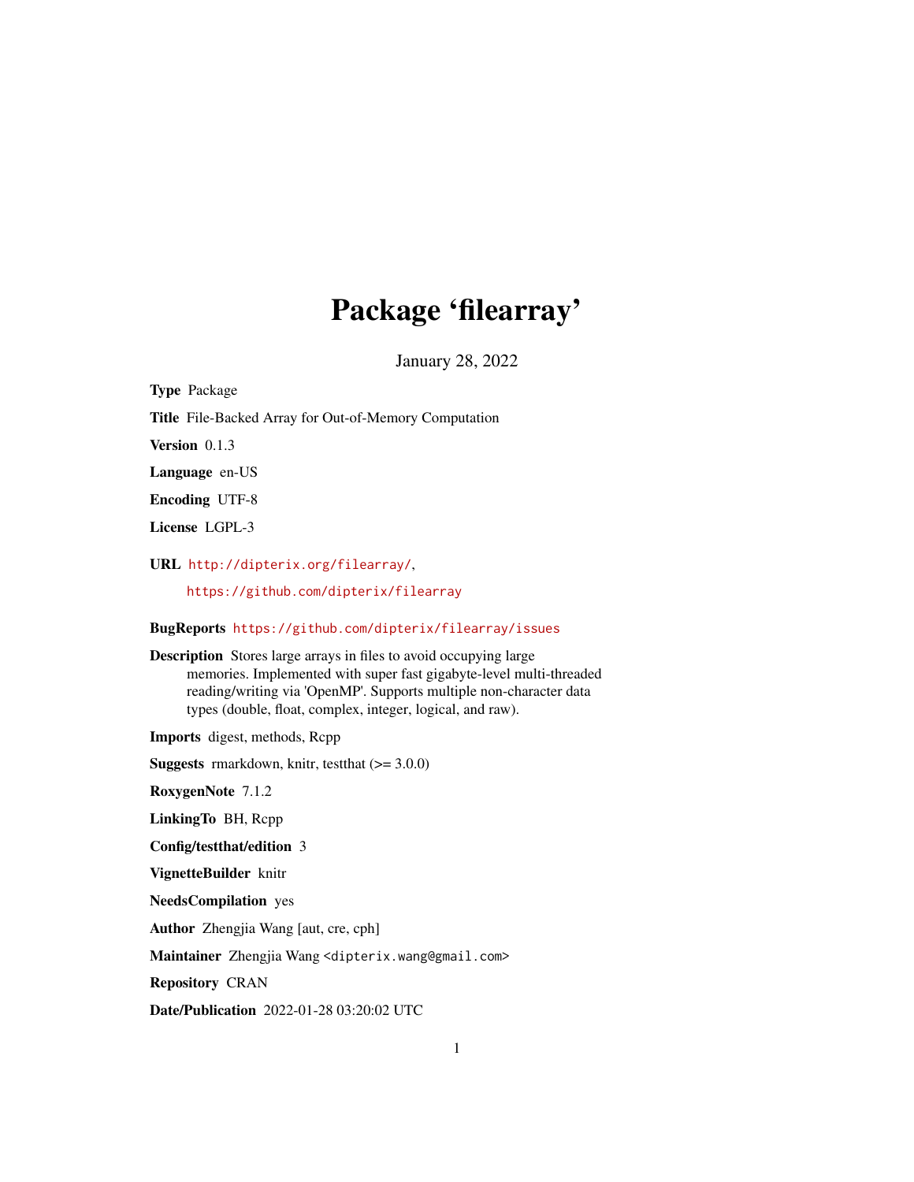# Package 'filearray'

January 28, 2022

**Type** Package

**Title** File-Backed Array for Out-of-Memory Computation

**Version** 0.1.3

**Language** en-US

**Encoding** UTF-8

**License** LGPL-3

**URL** http://dipterix.org/filearray/,
https://github.com/dipterix/filearray

**BugReports** https://github.com/dipterix/filearray/issues

**Description** Stores large arrays in files to avoid occupying large memories. Implemented with super fast gigabyte-level multi-threaded reading/writing via 'OpenMP'. Supports multiple non-character data types (double, float, complex, integer, logical, and raw).

**Imports** digest, methods, Rcpp

**Suggests** rmarkdown, knitr, testthat (>= 3.0.0)

**RoxygenNote** 7.1.2

**LinkingTo** BH, Rcpp

**Config/testthat/edition** 3

**VignetteBuilder** knitr

**NeedsCompilation** yes

**Author** Zhengjia Wang [aut, cre, cph]

**Maintainer** Zhengjia Wang <dipterix.wang@gmail.com>

**Repository** CRAN

**Date/Publication** 2022-01-28 03:20:02 UTC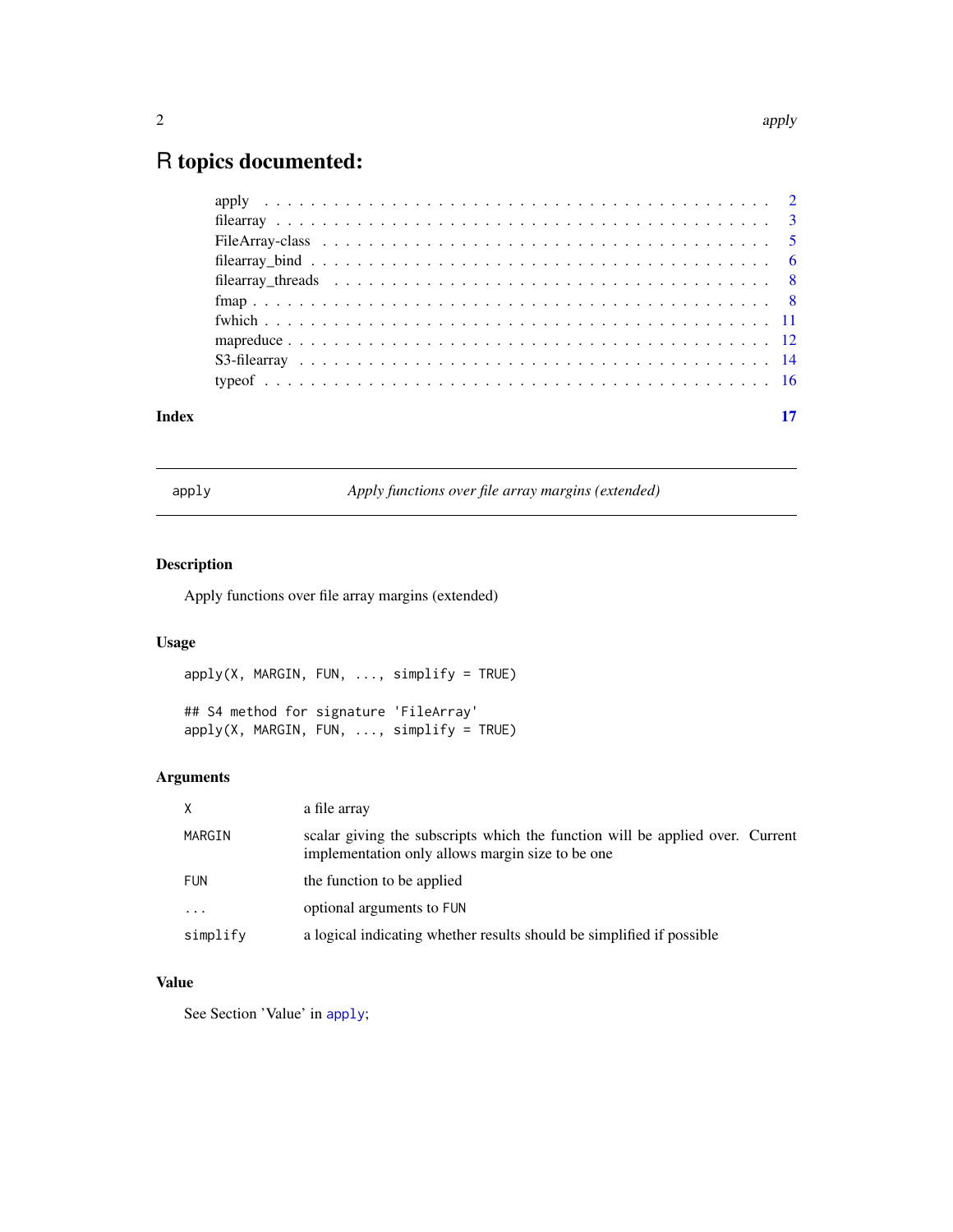# R topics documented:

| | |
|---|---|
| apply | 2 |
| filearray | 3 |
| FileArray-class | 5 |
| filearray_bind | 6 |
| filearray_threads | 8 |
| fmap | 8 |
| fwhich | 11 |
| mapreduce | 12 |
| S3-filearray | 14 |
| typeof | 16 |

**Index** **17**

---

## apply — *Apply functions over file array margins (extended)*

### Description

Apply functions over file array margins (extended)

### Usage

```
apply(X, MARGIN, FUN, ..., simplify = TRUE)

## S4 method for signature 'FileArray'
apply(X, MARGIN, FUN, ..., simplify = TRUE)
```

### Arguments

| | |
|---|---|
| X | a file array |
| MARGIN | scalar giving the subscripts which the function will be applied over. Current implementation only allows margin size to be one |
| FUN | the function to be applied |
| ... | optional arguments to FUN |
| simplify | a logical indicating whether results should be simplified if possible |

### Value

See Section 'Value' in apply;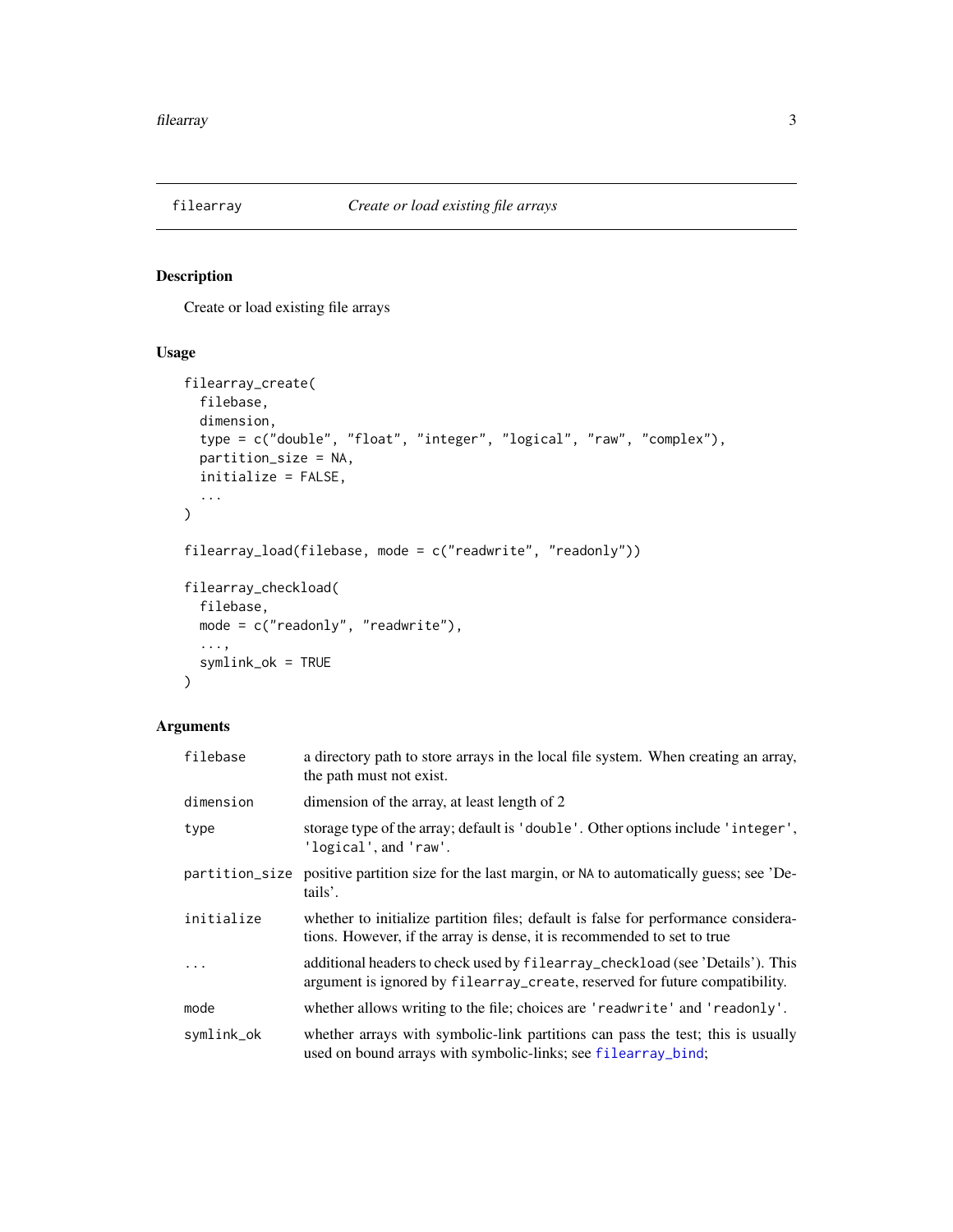filearray    *Create or load existing file arrays*

## Description

Create or load existing file arrays

## Usage

```
filearray_create(
  filebase,
  dimension,
  type = c("double", "float", "integer", "logical", "raw", "complex"),
  partition_size = NA,
  initialize = FALSE,
  ...
)

filearray_load(filebase, mode = c("readwrite", "readonly"))

filearray_checkload(
  filebase,
  mode = c("readonly", "readwrite"),
  ...,
  symlink_ok = TRUE
)
```

## Arguments

| | |
|---|---|
| `filebase` | a directory path to store arrays in the local file system. When creating an array, the path must not exist. |
| `dimension` | dimension of the array, at least length of 2 |
| `type` | storage type of the array; default is `'double'`. Other options include `'integer'`, `'logical'`, and `'raw'`. |
| `partition_size` | positive partition size for the last margin, or `NA` to automatically guess; see 'Details'. |
| `initialize` | whether to initialize partition files; default is false for performance considerations. However, if the array is dense, it is recommended to set to true |
| `...` | additional headers to check used by `filearray_checkload` (see 'Details'). This argument is ignored by `filearray_create`, reserved for future compatibility. |
| `mode` | whether allows writing to the file; choices are `'readwrite'` and `'readonly'`. |
| `symlink_ok` | whether arrays with symbolic-link partitions can pass the test; this is usually used on bound arrays with symbolic-links; see `filearray_bind`; |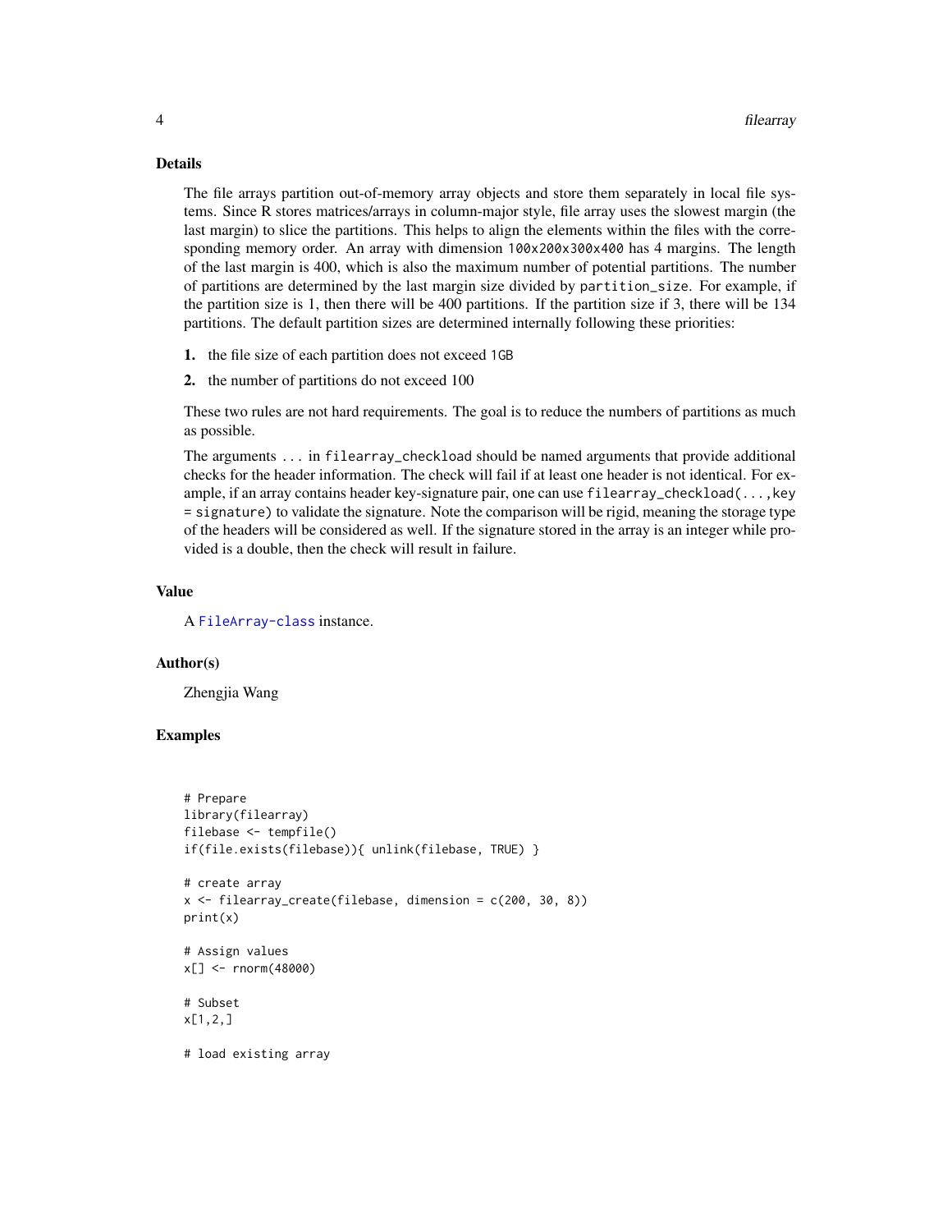## Details

The file arrays partition out-of-memory array objects and store them separately in local file systems. Since R stores matrices/arrays in column-major style, file array uses the slowest margin (the last margin) to slice the partitions. This helps to align the elements within the files with the corresponding memory order. An array with dimension `100x200x300x400` has 4 margins. The length of the last margin is 400, which is also the maximum number of potential partitions. The number of partitions are determined by the last margin size divided by `partition_size`. For example, if the partition size is 1, then there will be 400 partitions. If the partition size if 3, there will be 134 partitions. The default partition sizes are determined internally following these priorities:

1. the file size of each partition does not exceed `1GB`
2. the number of partitions do not exceed 100

These two rules are not hard requirements. The goal is to reduce the numbers of partitions as much as possible.

The arguments `...` in `filearray_checkload` should be named arguments that provide additional checks for the header information. The check will fail if at least one header is not identical. For example, if an array contains header key-signature pair, one can use `filearray_checkload(...,key = signature)` to validate the signature. Note the comparison will be rigid, meaning the storage type of the headers will be considered as well. If the signature stored in the array is an integer while provided is a double, then the check will result in failure.

## Value

A `FileArray-class` instance.

## Author(s)

Zhengjia Wang

## Examples

```
# Prepare
library(filearray)
filebase <- tempfile()
if(file.exists(filebase)){ unlink(filebase, TRUE) }

# create array
x <- filearray_create(filebase, dimension = c(200, 30, 8))
print(x)

# Assign values
x[] <- rnorm(48000)

# Subset
x[1,2,]

# load existing array
```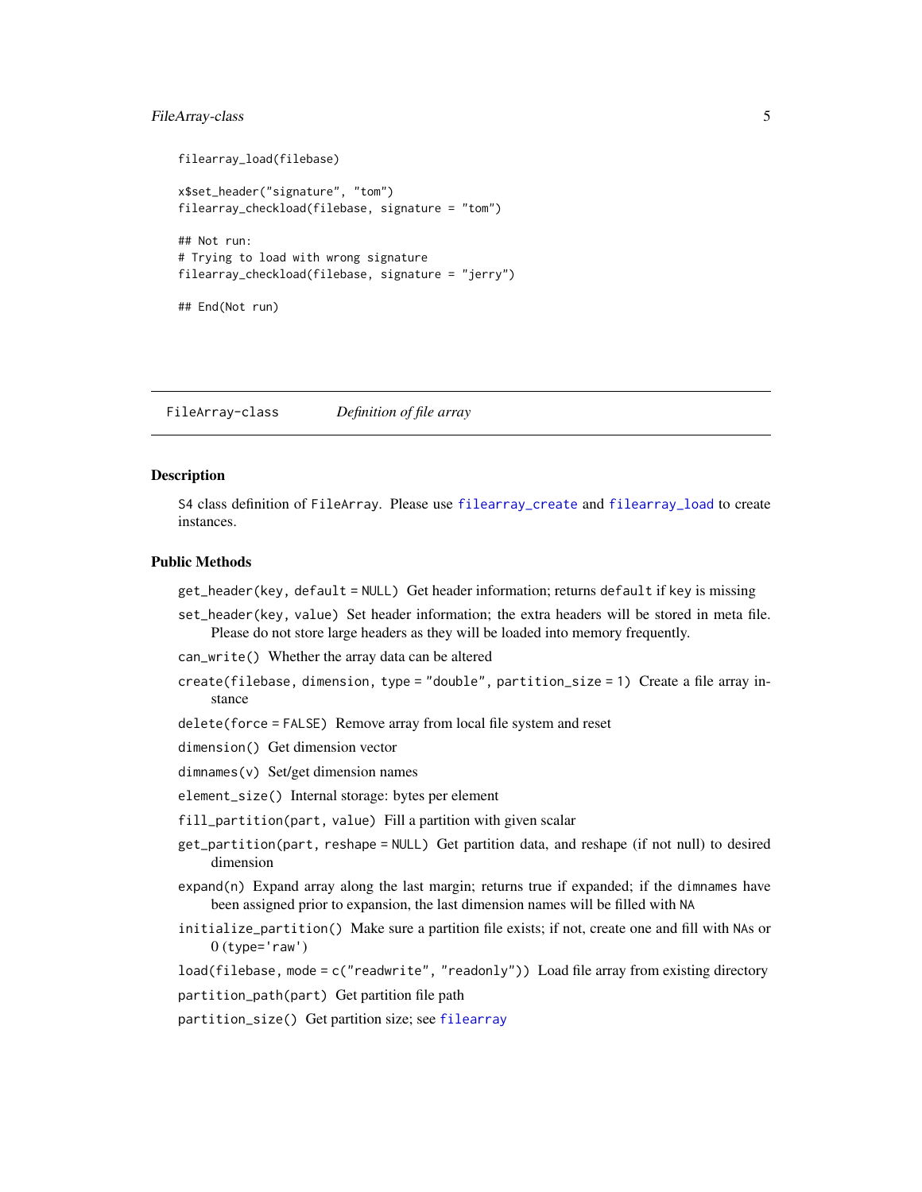```
filearray_load(filebase)

x$set_header("signature", "tom")
filearray_checkload(filebase, signature = "tom")

## Not run:
# Trying to load with wrong signature
filearray_checkload(filebase, signature = "jerry")

## End(Not run)
```

---

## FileArray-class    *Definition of file array*

### Description

S4 class definition of `FileArray`. Please use `filearray_create` and `filearray_load` to create instances.

### Public Methods

`get_header(key, default = NULL)` Get header information; returns `default` if `key` is missing

`set_header(key, value)` Set header information; the extra headers will be stored in meta file. Please do not store large headers as they will be loaded into memory frequently.

`can_write()` Whether the array data can be altered

`create(filebase, dimension, type = "double", partition_size = 1)` Create a file array instance

`delete(force = FALSE)` Remove array from local file system and reset

`dimension()` Get dimension vector

`dimnames(v)` Set/get dimension names

`element_size()` Internal storage: bytes per element

`fill_partition(part, value)` Fill a partition with given scalar

`get_partition(part, reshape = NULL)` Get partition data, and reshape (if not null) to desired dimension

`expand(n)` Expand array along the last margin; returns true if expanded; if the `dimnames` have been assigned prior to expansion, the last dimension names will be filled with `NA`

`initialize_partition()` Make sure a partition file exists; if not, create one and fill with `NA`s or 0 (`type='raw'`)

`load(filebase, mode = c("readwrite", "readonly"))` Load file array from existing directory

`partition_path(part)` Get partition file path

`partition_size()` Get partition size; see `filearray`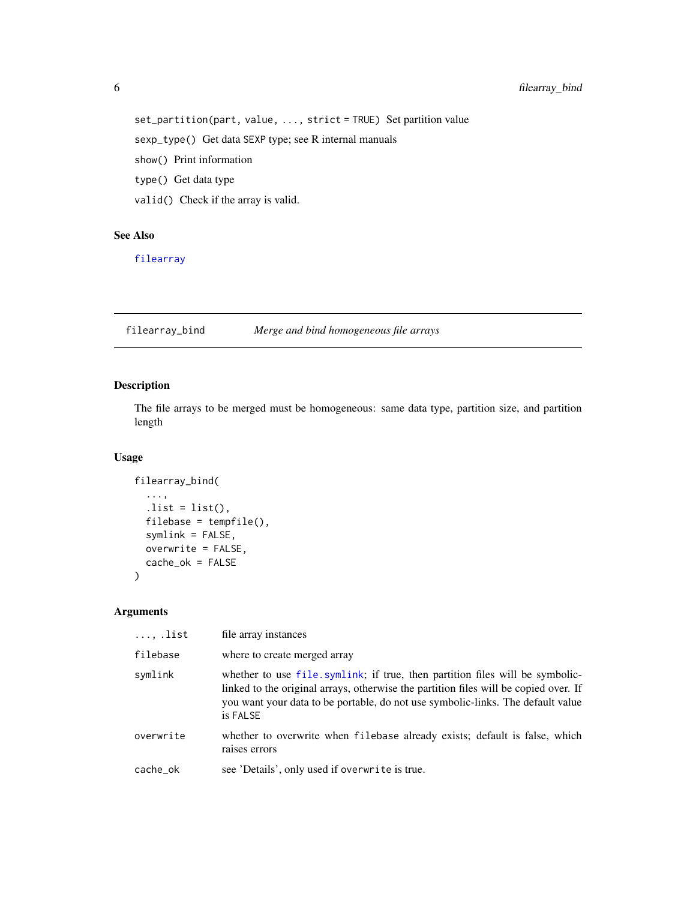`set_partition(part, value, ..., strict = TRUE)` Set partition value

`sexp_type()` Get data SEXP type; see R internal manuals

`show()` Print information

`type()` Get data type

`valid()` Check if the array is valid.

### See Also

filearray

---

## filearray_bind — *Merge and bind homogeneous file arrays*

### Description

The file arrays to be merged must be homogeneous: same data type, partition size, and partition length

### Usage

```
filearray_bind(
  ...,
  .list = list(),
  filebase = tempfile(),
  symlink = FALSE,
  overwrite = FALSE,
  cache_ok = FALSE
)
```

### Arguments

| | |
|---|---|
| `..., .list` | file array instances |
| `filebase` | where to create merged array |
| `symlink` | whether to use `file.symlink`; if true, then partition files will be symbolic-linked to the original arrays, otherwise the partition files will be copied over. If you want your data to be portable, do not use symbolic-links. The default value is `FALSE` |
| `overwrite` | whether to overwrite when `filebase` already exists; default is false, which raises errors |
| `cache_ok` | see 'Details', only used if `overwrite` is true. |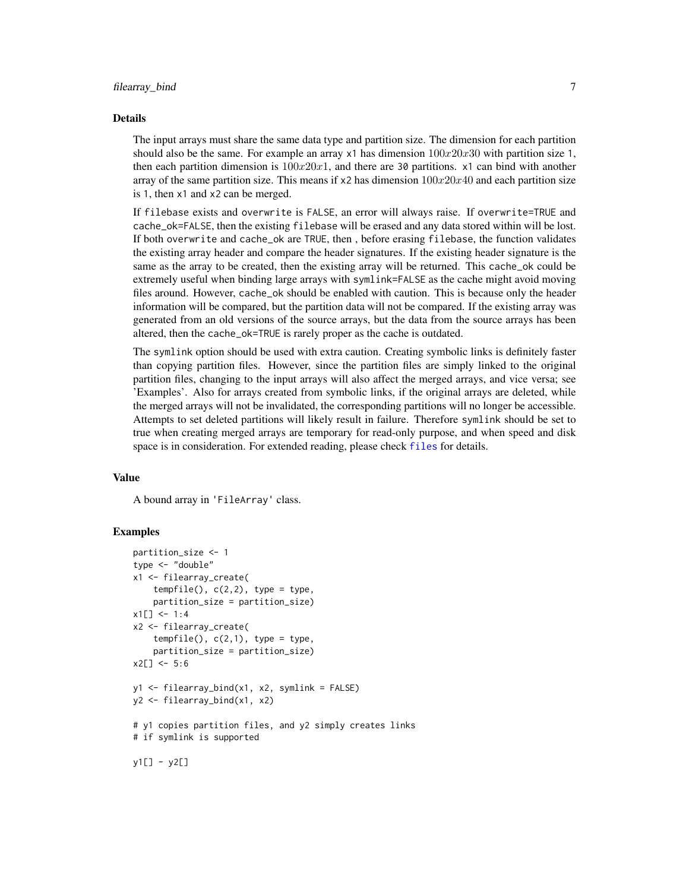## Details

The input arrays must share the same data type and partition size. The dimension for each partition should also be the same. For example an array `x1` has dimension $100x20x30$ with partition size `1`, then each partition dimension is $100x20x1$, and there are `30` partitions. `x1` can bind with another array of the same partition size. This means if `x2` has dimension $100x20x40$ and each partition size is `1`, then `x1` and `x2` can be merged.

If `filebase` exists and `overwrite` is `FALSE`, an error will always raise. If `overwrite=TRUE` and `cache_ok=FALSE`, then the existing `filebase` will be erased and any data stored within will be lost. If both `overwrite` and `cache_ok` are `TRUE`, then , before erasing `filebase`, the function validates the existing array header and compare the header signatures. If the existing header signature is the same as the array to be created, then the existing array will be returned. This `cache_ok` could be extremely useful when binding large arrays with `symlink=FALSE` as the cache might avoid moving files around. However, `cache_ok` should be enabled with caution. This is because only the header information will be compared, but the partition data will not be compared. If the existing array was generated from an old versions of the source arrays, but the data from the source arrays has been altered, then the `cache_ok=TRUE` is rarely proper as the cache is outdated.

The `symlink` option should be used with extra caution. Creating symbolic links is definitely faster than copying partition files. However, since the partition files are simply linked to the original partition files, changing to the input arrays will also affect the merged arrays, and vice versa; see 'Examples'. Also for arrays created from symbolic links, if the original arrays are deleted, while the merged arrays will not be invalidated, the corresponding partitions will no longer be accessible. Attempts to set deleted partitions will likely result in failure. Therefore `symlink` should be set to true when creating merged arrays are temporary for read-only purpose, and when speed and disk space is in consideration. For extended reading, please check `files` for details.

## Value

A bound array in `'FileArray'` class.

## Examples

```
partition_size <- 1
type <- "double"
x1 <- filearray_create(
    tempfile(), c(2,2), type = type,
    partition_size = partition_size)
x1[] <- 1:4
x2 <- filearray_create(
    tempfile(), c(2,1), type = type,
    partition_size = partition_size)
x2[] <- 5:6

y1 <- filearray_bind(x1, x2, symlink = FALSE)
y2 <- filearray_bind(x1, x2)

# y1 copies partition files, and y2 simply creates links
# if symlink is supported

y1[] - y2[]
```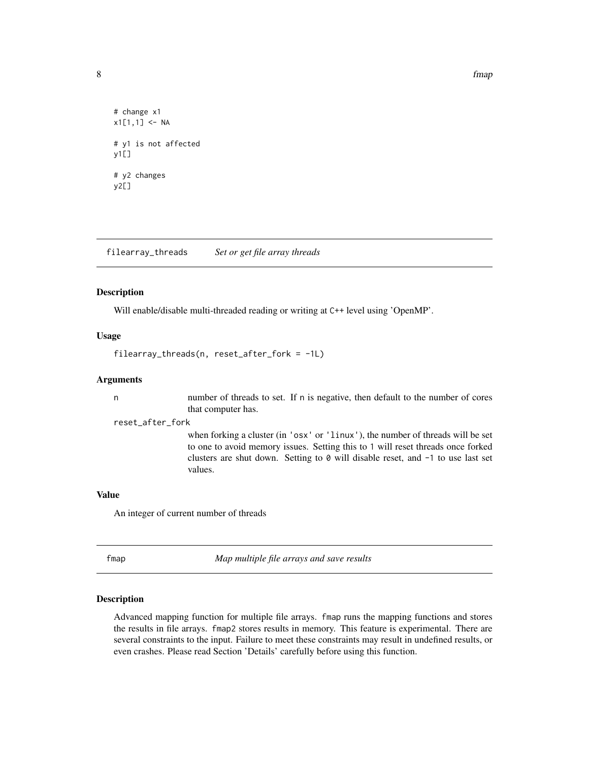```
# change x1
x1[1,1] <- NA

# y1 is not affected
y1[]

# y2 changes
y2[]
```

## filearray_threads *Set or get file array threads*

### Description

Will enable/disable multi-threaded reading or writing at C++ level using 'OpenMP'.

### Usage

```
filearray_threads(n, reset_after_fork = -1L)
```

### Arguments

| | |
|---|---|
| n | number of threads to set. If n is negative, then default to the number of cores that computer has. |
| reset_after_fork | when forking a cluster (in 'osx' or 'linux'), the number of threads will be set to one to avoid memory issues. Setting this to 1 will reset threads once forked clusters are shut down. Setting to 0 will disable reset, and -1 to use last set values. |

### Value

An integer of current number of threads

## fmap *Map multiple file arrays and save results*

### Description

Advanced mapping function for multiple file arrays. fmap runs the mapping functions and stores the results in file arrays. fmap2 stores results in memory. This feature is experimental. There are several constraints to the input. Failure to meet these constraints may result in undefined results, or even crashes. Please read Section 'Details' carefully before using this function.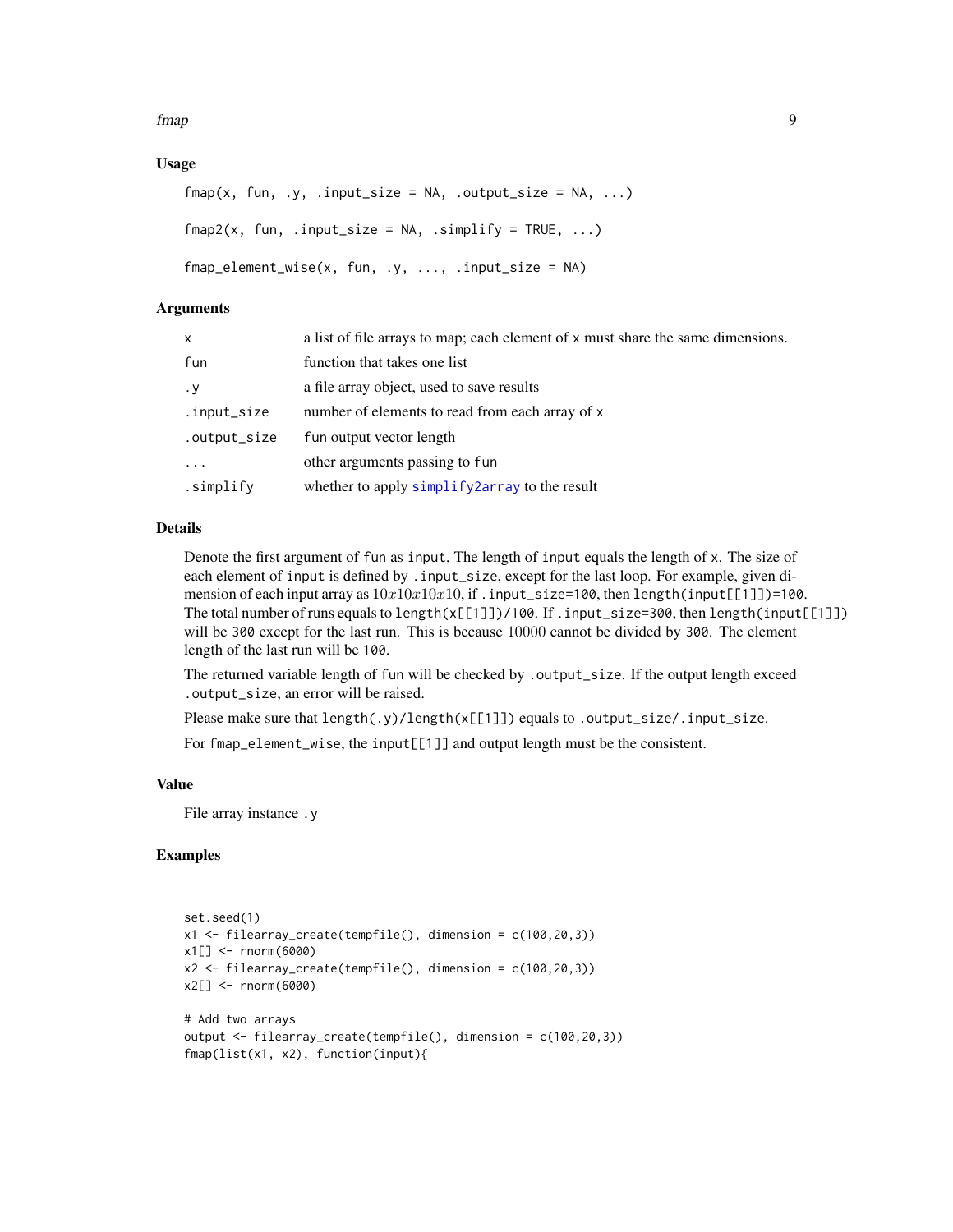## Usage

```
fmap(x, fun, .y, .input_size = NA, .output_size = NA, ...)

fmap2(x, fun, .input_size = NA, .simplify = TRUE, ...)

fmap_element_wise(x, fun, .y, ..., .input_size = NA)
```

## Arguments

| | |
|---|---|
| `x` | a list of file arrays to map; each element of x must share the same dimensions. |
| `fun` | function that takes one list |
| `.y` | a file array object, used to save results |
| `.input_size` | number of elements to read from each array of x |
| `.output_size` | fun output vector length |
| `...` | other arguments passing to fun |
| `.simplify` | whether to apply simplify2array to the result |

## Details

Denote the first argument of `fun` as `input`, The length of `input` equals the length of `x`. The size of each element of `input` is defined by `.input_size`, except for the last loop. For example, given dimension of each input array as $10x10x10x10$, if `.input_size=100`, then `length(input[[1]])=100`. The total number of runs equals to `length(x[[1]])/100`. If `.input_size=300`, then `length(input[[1]])` will be `300` except for the last run. This is because $10000$ cannot be divided by `300`. The element length of the last run will be `100`.

The returned variable length of `fun` will be checked by `.output_size`. If the output length exceed `.output_size`, an error will be raised.

Please make sure that `length(.y)/length(x[[1]])` equals to `.output_size/.input_size`.

For `fmap_element_wise`, the `input[[1]]` and output length must be the consistent.

## Value

File array instance `.y`

## Examples

```
set.seed(1)
x1 <- filearray_create(tempfile(), dimension = c(100,20,3))
x1[] <- rnorm(6000)
x2 <- filearray_create(tempfile(), dimension = c(100,20,3))
x2[] <- rnorm(6000)

# Add two arrays
output <- filearray_create(tempfile(), dimension = c(100,20,3))
fmap(list(x1, x2), function(input){
```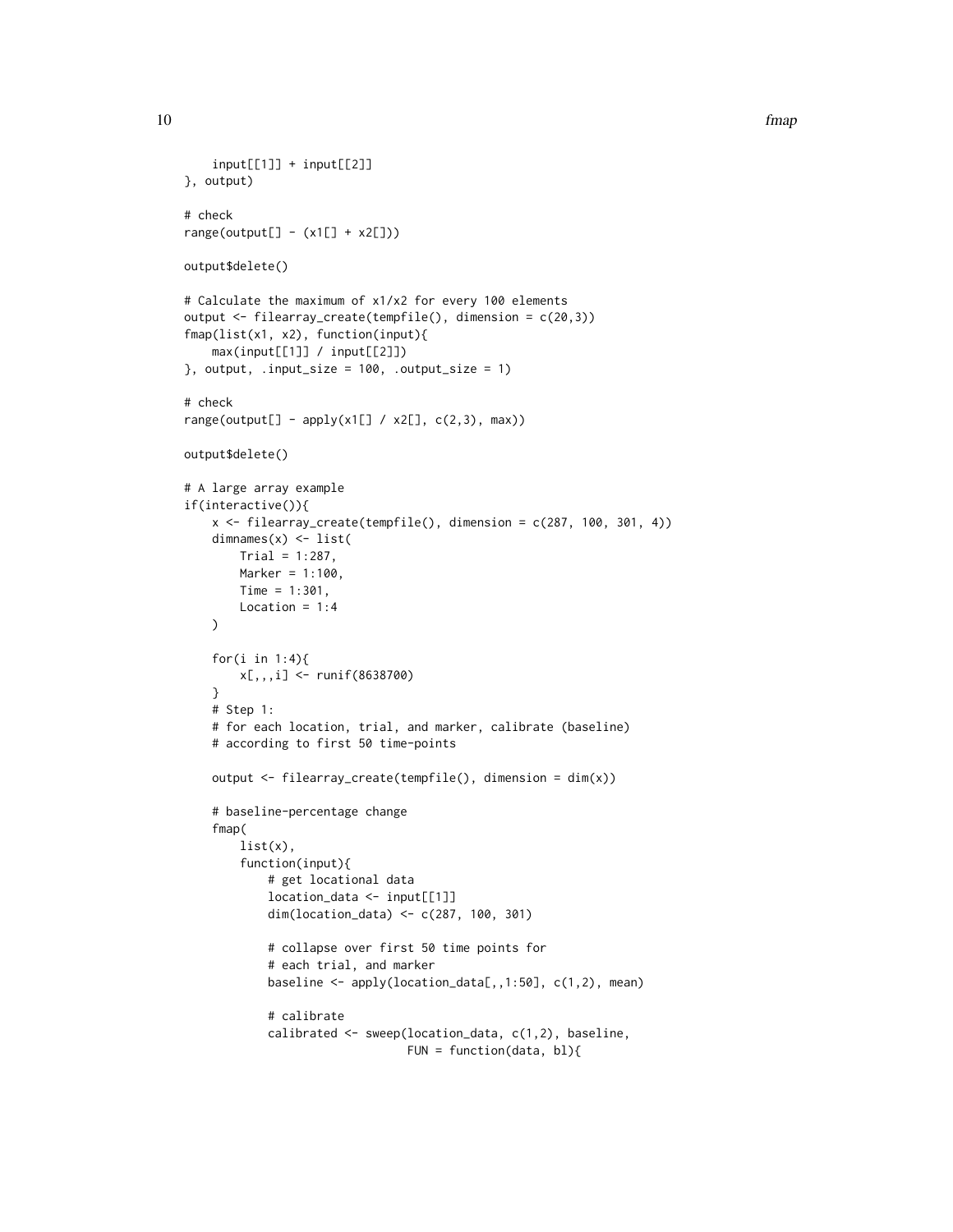```
    input[[1]] + input[[2]]
}, output)

# check
range(output[] - (x1[] + x2[]))

output$delete()

# Calculate the maximum of x1/x2 for every 100 elements
output <- filearray_create(tempfile(), dimension = c(20,3))
fmap(list(x1, x2), function(input){
    max(input[[1]] / input[[2]])
}, output, .input_size = 100, .output_size = 1)

# check
range(output[] - apply(x1[] / x2[], c(2,3), max))

output$delete()

# A large array example
if(interactive()){
    x <- filearray_create(tempfile(), dimension = c(287, 100, 301, 4))
    dimnames(x) <- list(
        Trial = 1:287,
        Marker = 1:100,
        Time = 1:301,
        Location = 1:4
    )

    for(i in 1:4){
        x[,,,i] <- runif(8638700)
    }
    # Step 1:
    # for each location, trial, and marker, calibrate (baseline)
    # according to first 50 time-points

    output <- filearray_create(tempfile(), dimension = dim(x))

    # baseline-percentage change
    fmap(
        list(x),
        function(input){
            # get locational data
            location_data <- input[[1]]
            dim(location_data) <- c(287, 100, 301)

            # collapse over first 50 time points for
            # each trial, and marker
            baseline <- apply(location_data[,,1:50], c(1,2), mean)

            # calibrate
            calibrated <- sweep(location_data, c(1,2), baseline,
                                FUN = function(data, bl){
```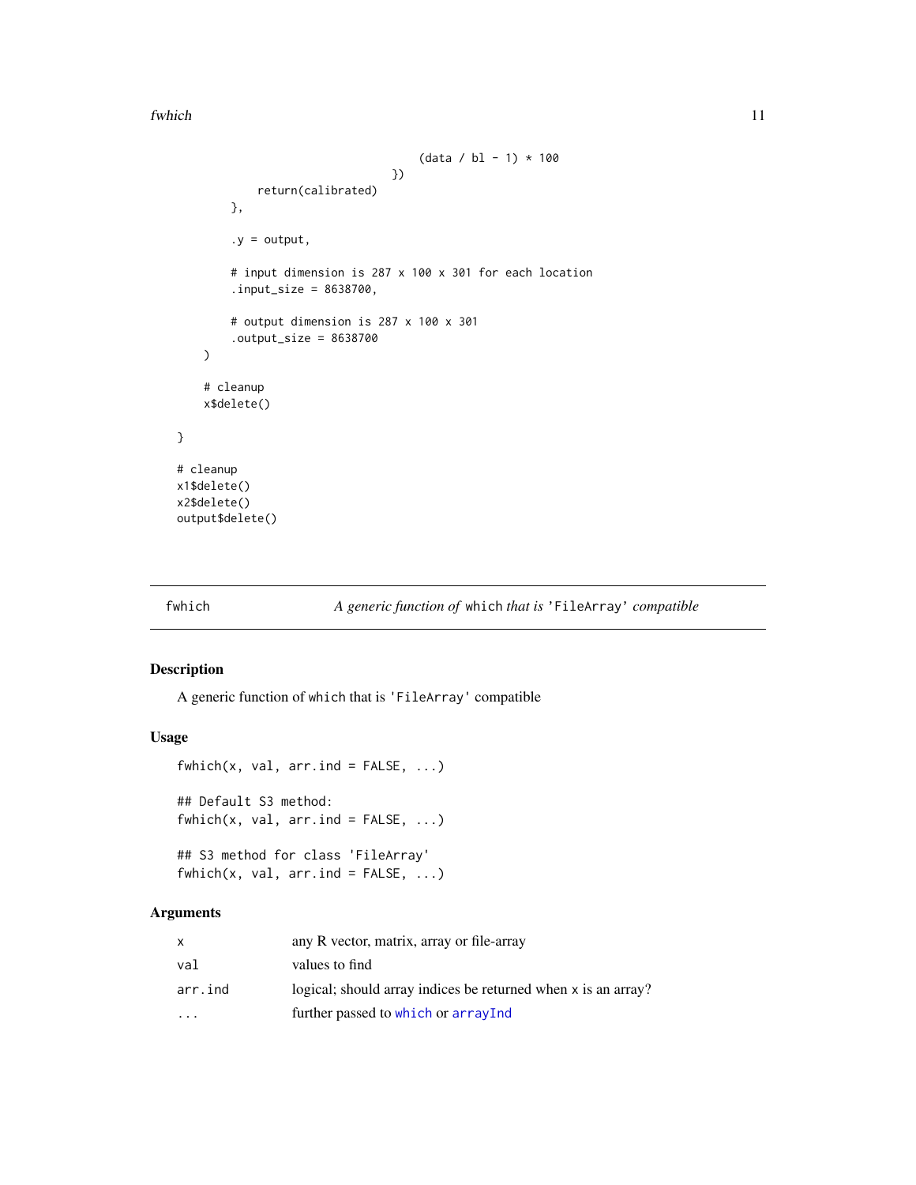```
                              (data / bl - 1) * 100
                          })
            return(calibrated)
        },

        .y = output,

        # input dimension is 287 x 100 x 301 for each location
        .input_size = 8638700,

        # output dimension is 287 x 100 x 301
        .output_size = 8638700
    )

    # cleanup
    x$delete()

}

# cleanup
x1$delete()
x2$delete()
output$delete()
```

## fwhich — *A generic function of* `which` *that is* 'FileArray' *compatible*

### Description

A generic function of `which` that is 'FileArray' compatible

### Usage

```
fwhich(x, val, arr.ind = FALSE, ...)

## Default S3 method:
fwhich(x, val, arr.ind = FALSE, ...)

## S3 method for class 'FileArray'
fwhich(x, val, arr.ind = FALSE, ...)
```

### Arguments

| | |
|---|---|
| `x` | any R vector, matrix, array or file-array |
| `val` | values to find |
| `arr.ind` | logical; should array indices be returned when `x` is an array? |
| `...` | further passed to `which` or `arrayInd` |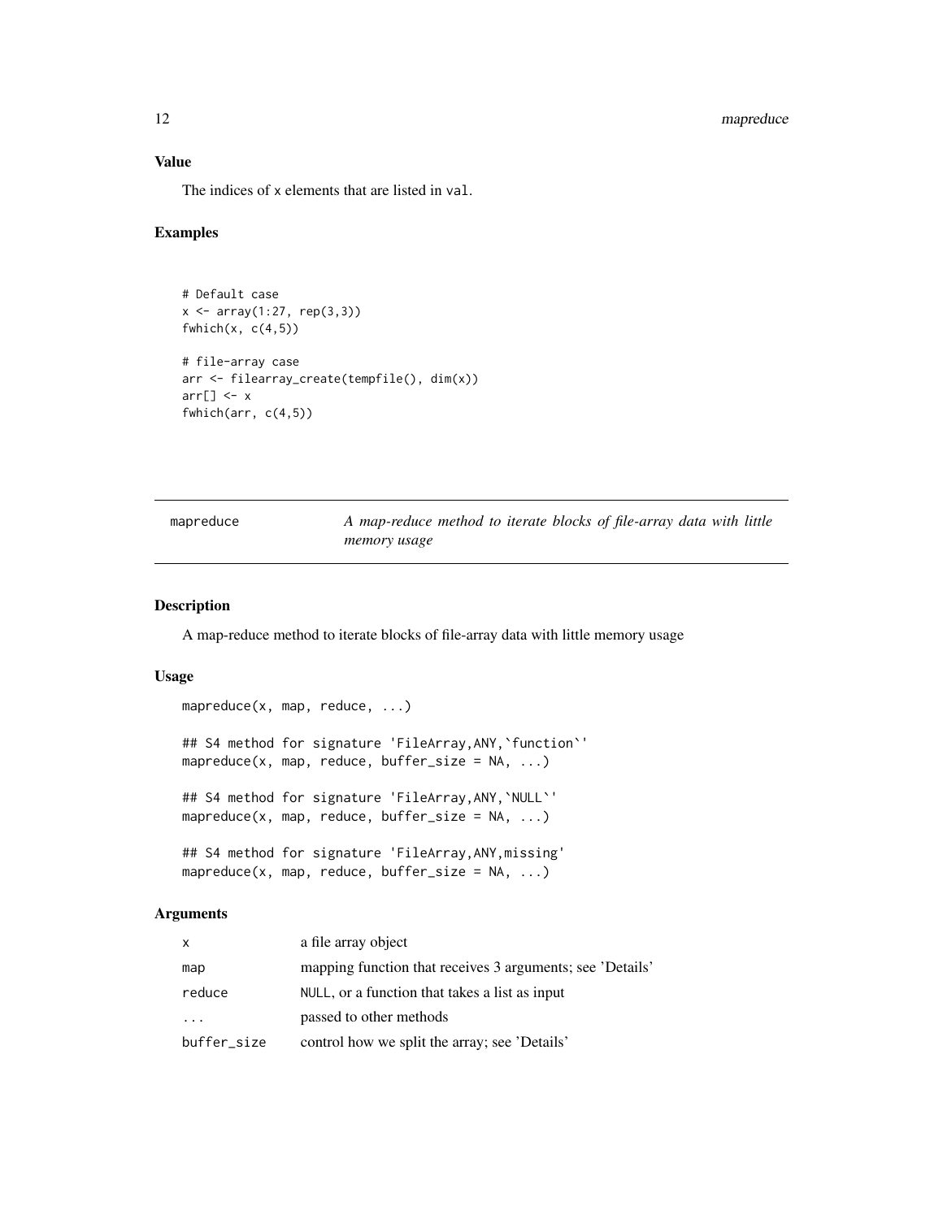## Value

The indices of x elements that are listed in val.

## Examples

```
# Default case
x <- array(1:27, rep(3,3))
fwhich(x, c(4,5))

# file-array case
arr <- filearray_create(tempfile(), dim(x))
arr[] <- x
fwhich(arr, c(4,5))
```

---

# mapreduce — *A map-reduce method to iterate blocks of file-array data with little memory usage*

## Description

A map-reduce method to iterate blocks of file-array data with little memory usage

## Usage

```
mapreduce(x, map, reduce, ...)

## S4 method for signature 'FileArray,ANY,`function`'
mapreduce(x, map, reduce, buffer_size = NA, ...)

## S4 method for signature 'FileArray,ANY,`NULL`'
mapreduce(x, map, reduce, buffer_size = NA, ...)

## S4 method for signature 'FileArray,ANY,missing'
mapreduce(x, map, reduce, buffer_size = NA, ...)
```

## Arguments

| | |
|---|---|
| x | a file array object |
| map | mapping function that receives 3 arguments; see 'Details' |
| reduce | NULL, or a function that takes a list as input |
| ... | passed to other methods |
| buffer_size | control how we split the array; see 'Details' |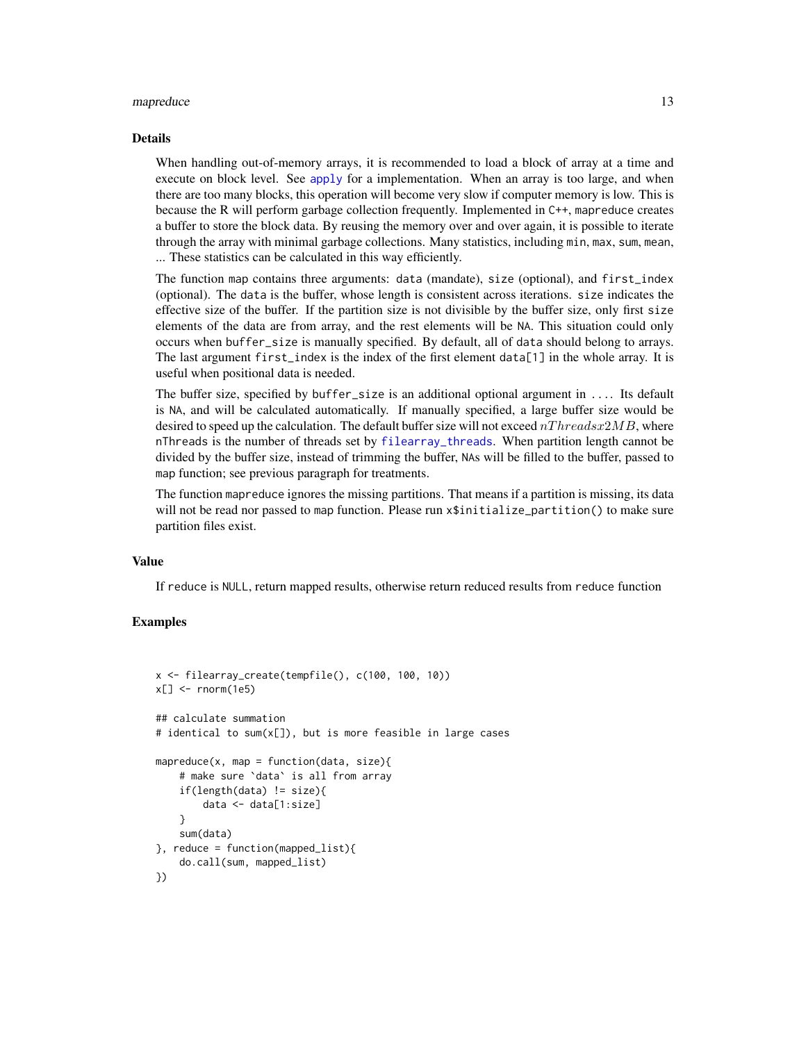### Details

When handling out-of-memory arrays, it is recommended to load a block of array at a time and execute on block level. See apply for a implementation. When an array is too large, and when there are too many blocks, this operation will become very slow if computer memory is low. This is because the R will perform garbage collection frequently. Implemented in C++, mapreduce creates a buffer to store the block data. By reusing the memory over and over again, it is possible to iterate through the array with minimal garbage collections. Many statistics, including min, max, sum, mean, ... These statistics can be calculated in this way efficiently.

The function map contains three arguments: data (mandate), size (optional), and first_index (optional). The data is the buffer, whose length is consistent across iterations. size indicates the effective size of the buffer. If the partition size is not divisible by the buffer size, only first size elements of the data are from array, and the rest elements will be NA. This situation could only occurs when buffer_size is manually specified. By default, all of data should belong to arrays. The last argument first_index is the index of the first element data[1] in the whole array. It is useful when positional data is needed.

The buffer size, specified by buffer_size is an additional optional argument in .... Its default is NA, and will be calculated automatically. If manually specified, a large buffer size would be desired to speed up the calculation. The default buffer size will not exceed $nThreads x 2MB$, where nThreads is the number of threads set by filearray_threads. When partition length cannot be divided by the buffer size, instead of trimming the buffer, NAs will be filled to the buffer, passed to map function; see previous paragraph for treatments.

The function mapreduce ignores the missing partitions. That means if a partition is missing, its data will not be read nor passed to map function. Please run x$initialize_partition() to make sure partition files exist.

### Value

If reduce is NULL, return mapped results, otherwise return reduced results from reduce function

### Examples

```
x <- filearray_create(tempfile(), c(100, 100, 10))
x[] <- rnorm(1e5)

## calculate summation
# identical to sum(x[]), but is more feasible in large cases

mapreduce(x, map = function(data, size){
    # make sure `data` is all from array
    if(length(data) != size){
        data <- data[1:size]
    }
    sum(data)
}, reduce = function(mapped_list){
    do.call(sum, mapped_list)
})
```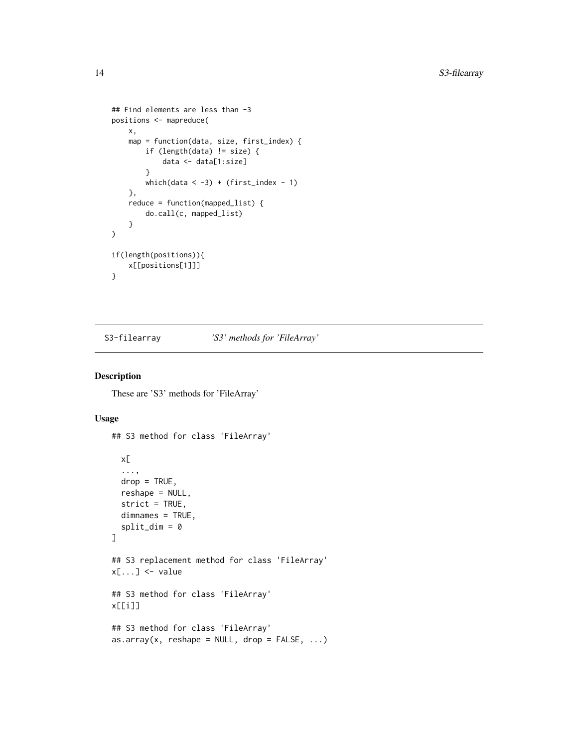```
## Find elements are less than -3
positions <- mapreduce(
    x,
    map = function(data, size, first_index) {
        if (length(data) != size) {
            data <- data[1:size]
        }
        which(data < -3) + (first_index - 1)
    },
    reduce = function(mapped_list) {
        do.call(c, mapped_list)
    }
)

if(length(positions)){
    x[[positions[1]]]
}
```

---

S3-filearray *'S3' methods for 'FileArray'*

---

## Description

These are 'S3' methods for 'FileArray'

## Usage

```
## S3 method for class 'FileArray'

  x[
  ...,
  drop = TRUE,
  reshape = NULL,
  strict = TRUE,
  dimnames = TRUE,
  split_dim = 0
]

## S3 replacement method for class 'FileArray'
x[...] <- value

## S3 method for class 'FileArray'
x[[i]]

## S3 method for class 'FileArray'
as.array(x, reshape = NULL, drop = FALSE, ...)
```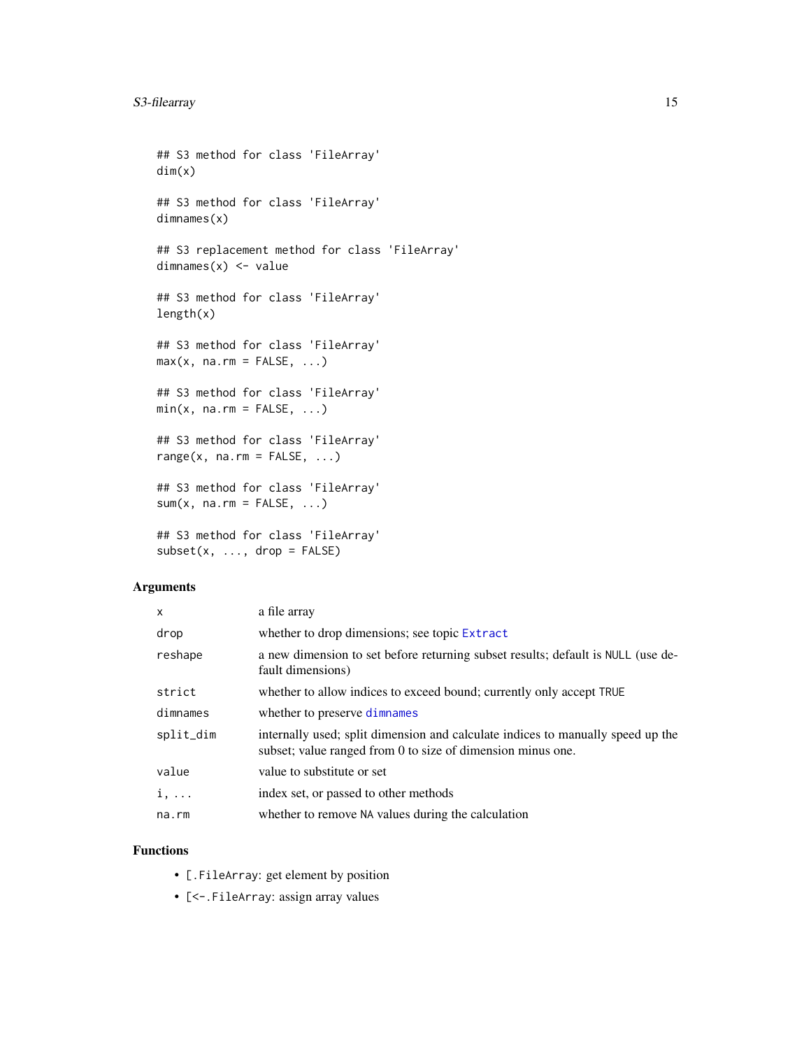```
## S3 method for class 'FileArray'
dim(x)

## S3 method for class 'FileArray'
dimnames(x)

## S3 replacement method for class 'FileArray'
dimnames(x) <- value

## S3 method for class 'FileArray'
length(x)

## S3 method for class 'FileArray'
max(x, na.rm = FALSE, ...)

## S3 method for class 'FileArray'
min(x, na.rm = FALSE, ...)

## S3 method for class 'FileArray'
range(x, na.rm = FALSE, ...)

## S3 method for class 'FileArray'
sum(x, na.rm = FALSE, ...)

## S3 method for class 'FileArray'
subset(x, ..., drop = FALSE)
```

## Arguments

| | |
|---|---|
| `x` | a file array |
| `drop` | whether to drop dimensions; see topic `Extract` |
| `reshape` | a new dimension to set before returning subset results; default is `NULL` (use default dimensions) |
| `strict` | whether to allow indices to exceed bound; currently only accept `TRUE` |
| `dimnames` | whether to preserve `dimnames` |
| `split_dim` | internally used; split dimension and calculate indices to manually speed up the subset; value ranged from 0 to size of dimension minus one. |
| `value` | value to substitute or set |
| `i, ...` | index set, or passed to other methods |
| `na.rm` | whether to remove `NA` values during the calculation |

## Functions

- `[.FileArray`: get element by position
- `[<-.FileArray`: assign array values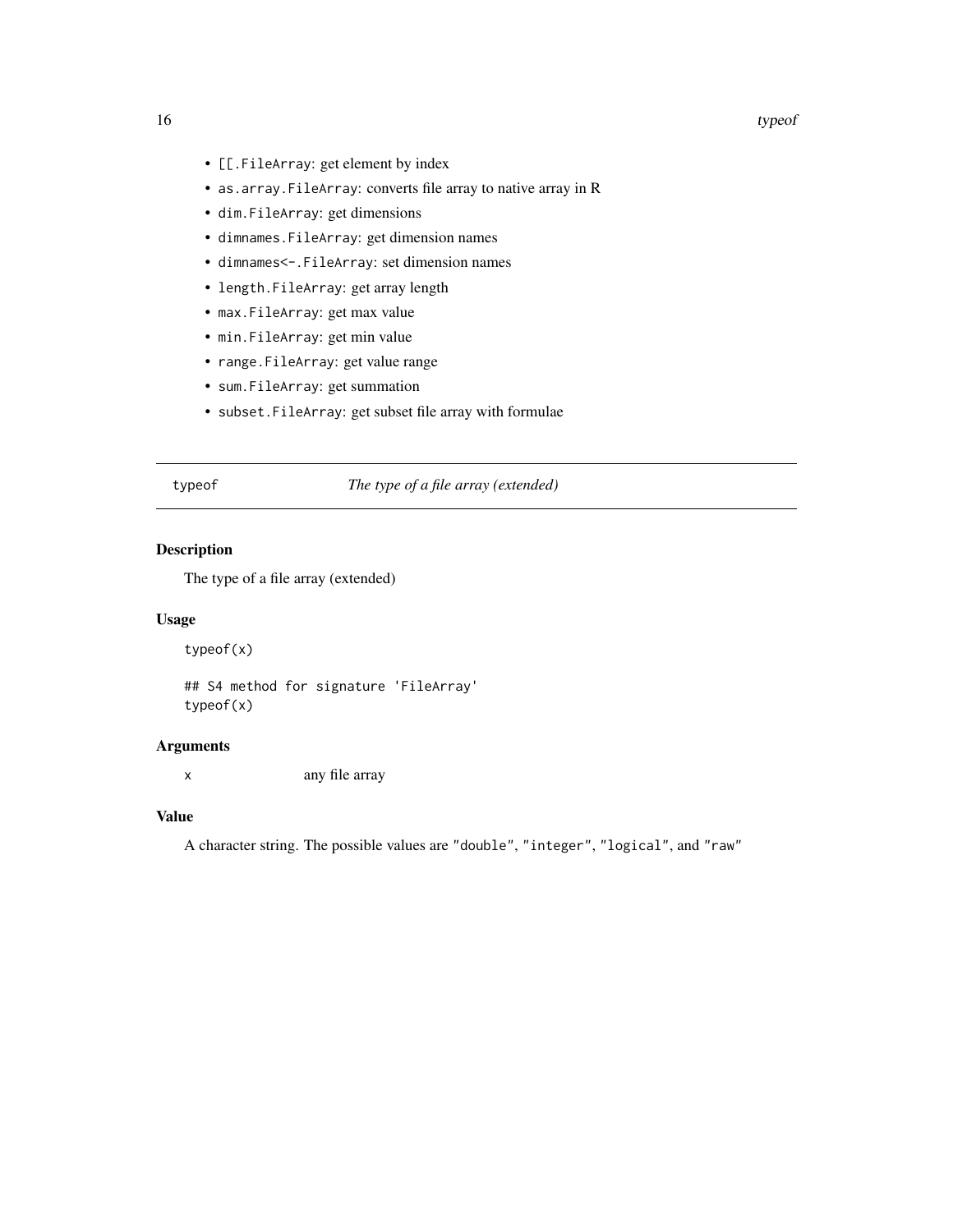- `[[.FileArray`: get element by index
- `as.array.FileArray`: converts file array to native array in R
- `dim.FileArray`: get dimensions
- `dimnames.FileArray`: get dimension names
- `dimnames<-.FileArray`: set dimension names
- `length.FileArray`: get array length
- `max.FileArray`: get max value
- `min.FileArray`: get min value
- `range.FileArray`: get value range
- `sum.FileArray`: get summation
- `subset.FileArray`: get subset file array with formulae

---

## typeof — *The type of a file array (extended)*

---

### Description

The type of a file array (extended)

### Usage

```
typeof(x)

## S4 method for signature 'FileArray'
typeof(x)
```

### Arguments

| | |
|---|---|
| `x` | any file array |

### Value

A character string. The possible values are `"double"`, `"integer"`, `"logical"`, and `"raw"`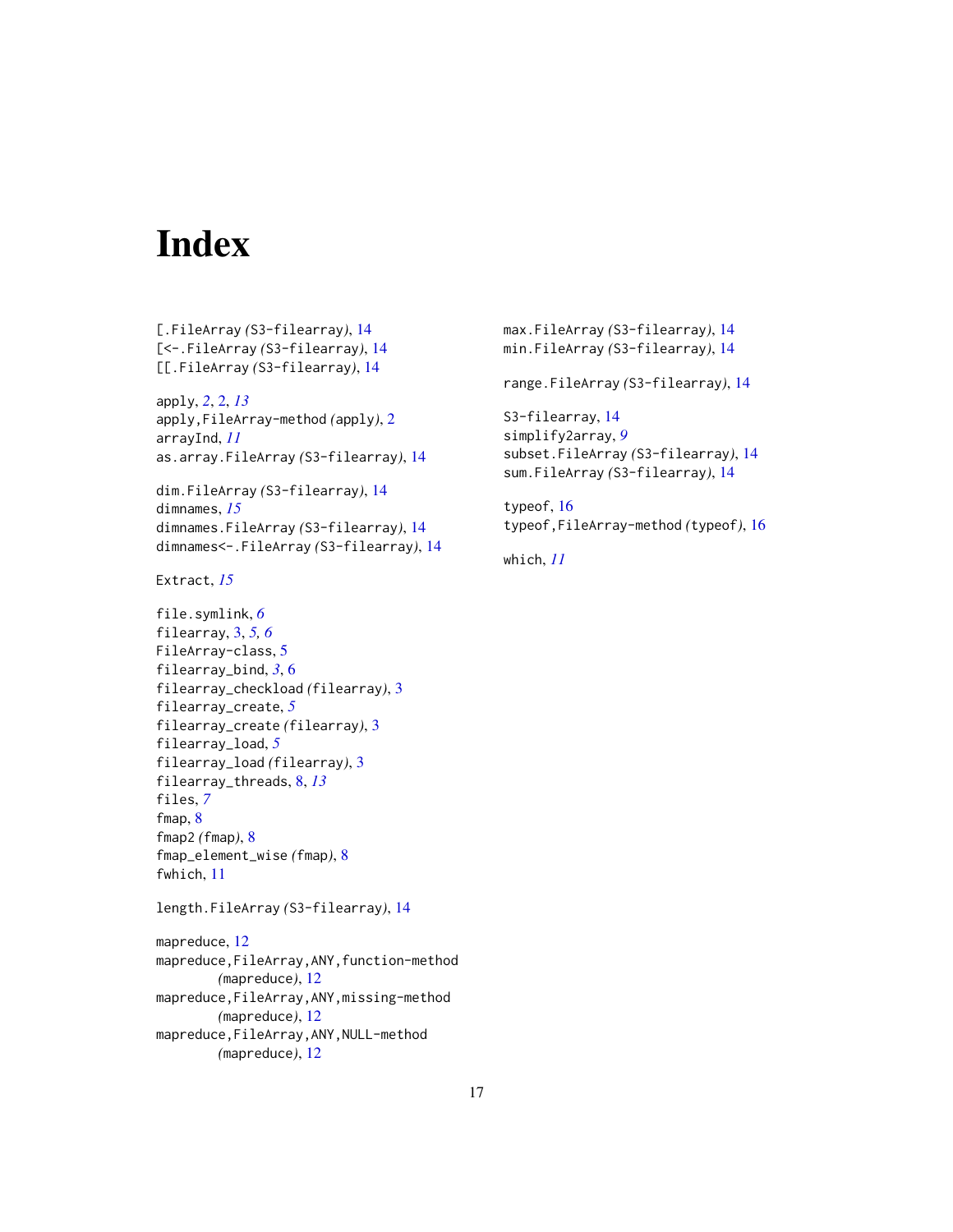# Index

[.FileArray *(*S3-filearray*)*, 14
[<-.FileArray *(*S3-filearray*)*, 14
[[.FileArray *(*S3-filearray*)*, 14

apply, *2*, 2, *13*
apply,FileArray-method *(*apply*)*, 2
arrayInd, *11*
as.array.FileArray *(*S3-filearray*)*, 14

dim.FileArray *(*S3-filearray*)*, 14
dimnames, *15*
dimnames.FileArray *(*S3-filearray*)*, 14
dimnames<-.FileArray *(*S3-filearray*)*, 14

Extract, *15*

file.symlink, *6*
filearray, 3, *5*, *6*
FileArray-class, 5
filearray_bind, *3*, 6
filearray_checkload *(*filearray*)*, 3
filearray_create, *5*
filearray_create *(*filearray*)*, 3
filearray_load, *5*
filearray_load *(*filearray*)*, 3
filearray_threads, 8, *13*
files, *7*
fmap, 8
fmap2 *(*fmap*)*, 8
fmap_element_wise *(*fmap*)*, 8
fwhich, 11

length.FileArray *(*S3-filearray*)*, 14

mapreduce, 12
mapreduce,FileArray,ANY,function-method *(*mapreduce*)*, 12
mapreduce,FileArray,ANY,missing-method *(*mapreduce*)*, 12
mapreduce,FileArray,ANY,NULL-method *(*mapreduce*)*, 12

max.FileArray *(*S3-filearray*)*, 14
min.FileArray *(*S3-filearray*)*, 14

range.FileArray *(*S3-filearray*)*, 14

S3-filearray, 14
simplify2array, *9*
subset.FileArray *(*S3-filearray*)*, 14
sum.FileArray *(*S3-filearray*)*, 14

typeof, 16
typeof,FileArray-method *(*typeof*)*, 16

which, *11*